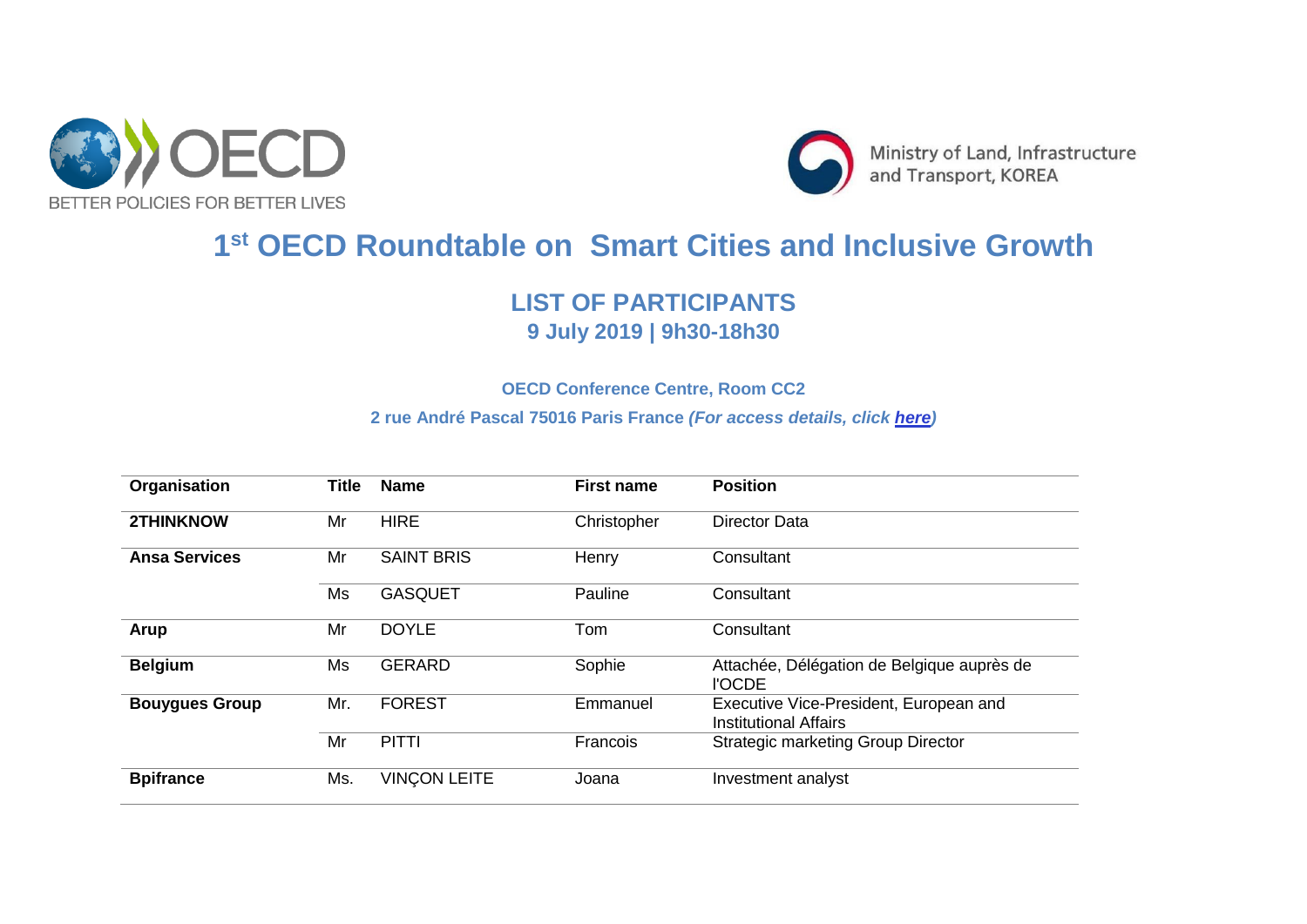OECD BETTER POLICIES FOR BETTER LIVES

Ministry of Land, Infrastructure and Transport, KOREA

# 1st OECD Roundtable on Smart Cities and Inclusive Growth

## LIST OF PARTICIPANTS

### 9 July 2019 | 9h30-18h30

**OECD Conference Centre, Room CC2**

**2 rue André Pascal 75016 Paris France *(For access details, click here)***

| Organisation | Title | Name | First name | Position |
|---|---|---|---|---|
| **2THINKNOW** | Mr | HIRE | Christopher | Director Data |
| **Ansa Services** | Mr | SAINT BRIS | Henry | Consultant |
| | Ms | GASQUET | Pauline | Consultant |
| **Arup** | Mr | DOYLE | Tom | Consultant |
| **Belgium** | Ms | GERARD | Sophie | Attachée, Délégation de Belgique auprès de l'OCDE |
| **Bouygues Group** | Mr. | FOREST | Emmanuel | Executive Vice-President, European and Institutional Affairs |
| | Mr | PITTI | Francois | Strategic marketing Group Director |
| **Bpifrance** | Ms. | VINÇON LEITE | Joana | Investment analyst |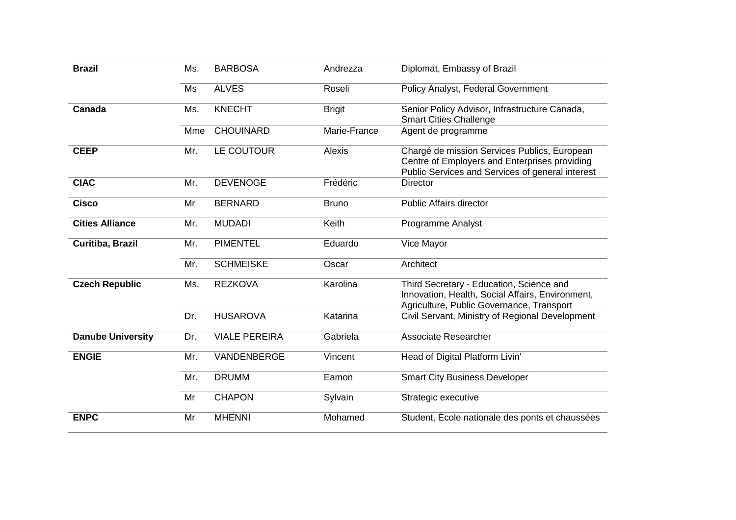| | | | | |
|---|---|---|---|---|
| **Brazil** | Ms. | BARBOSA | Andrezza | Diplomat, Embassy of Brazil |
| | Ms | ALVES | Roseli | Policy Analyst, Federal Government |
| **Canada** | Ms. | KNECHT | Brigit | Senior Policy Advisor, Infrastructure Canada, Smart Cities Challenge |
| | Mme | CHOUINARD | Marie-France | Agent de programme |
| **CEEP** | Mr. | LE COUTOUR | Alexis | Chargé de mission Services Publics, European Centre of Employers and Enterprises providing Public Services and Services of general interest |
| **CIAC** | Mr. | DEVENOGE | Frédéric | Director |
| **Cisco** | Mr | BERNARD | Bruno | Public Affairs director |
| **Cities Alliance** | Mr. | MUDADI | Keith | Programme Analyst |
| **Curitiba, Brazil** | Mr. | PIMENTEL | Eduardo | Vice Mayor |
| | Mr. | SCHMEISKE | Oscar | Architect |
| **Czech Republic** | Ms. | REZKOVA | Karolina | Third Secretary - Education, Science and Innovation, Health, Social Affairs, Environment, Agriculture, Public Governance, Transport |
| | Dr. | HUSAROVA | Katarina | Civil Servant, Ministry of Regional Development |
| **Danube University** | Dr. | VIALE PEREIRA | Gabriela | Associate Researcher |
| **ENGIE** | Mr. | VANDENBERGE | Vincent | Head of Digital Platform Livin' |
| | Mr. | DRUMM | Eamon | Smart City Business Developer |
| | Mr | CHAPON | Sylvain | Strategic executive |
| **ENPC** | Mr | MHENNI | Mohamed | Student, École nationale des ponts et chaussées |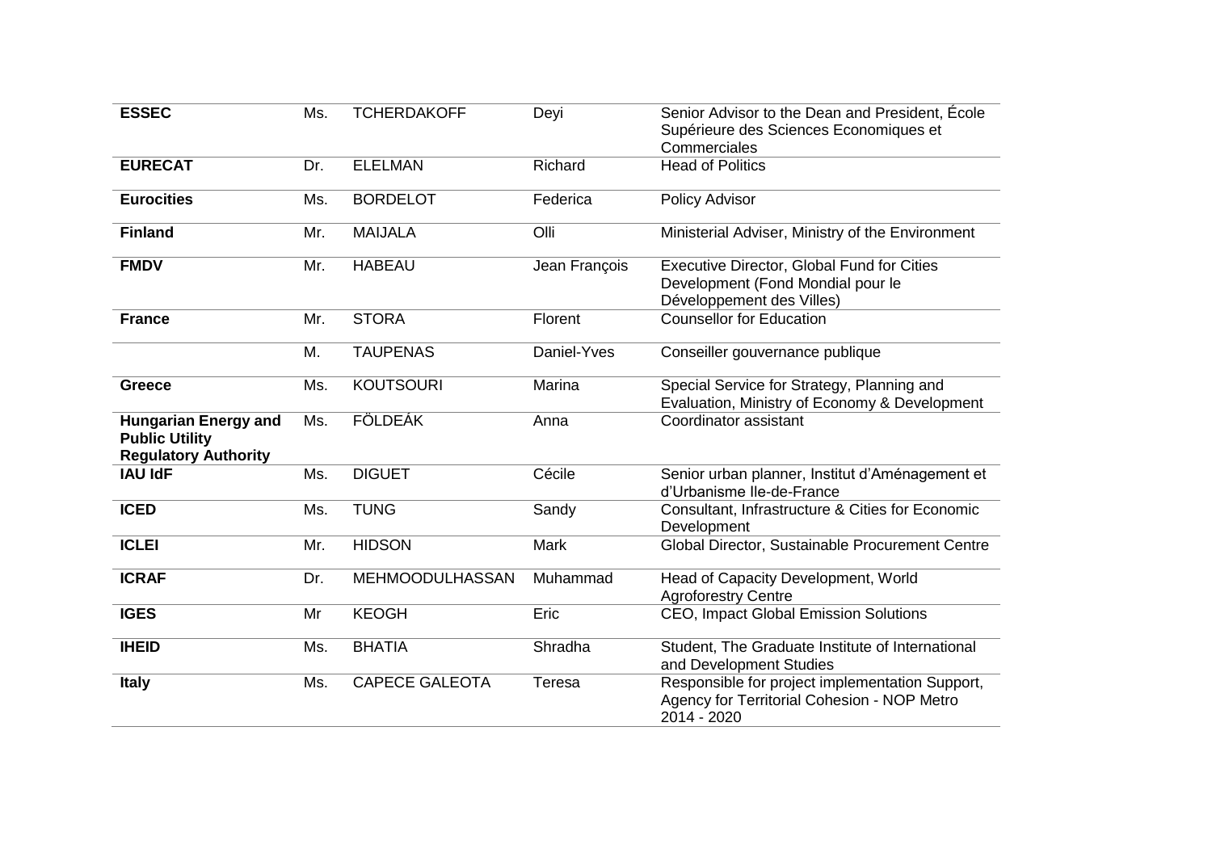| **ESSEC** | Ms. | TCHERDAKOFF | Deyi | Senior Advisor to the Dean and President, École Supérieure des Sciences Economiques et Commerciales |
|---|---|---|---|---|
| **EURECAT** | Dr. | ELELMAN | Richard | Head of Politics |
| **Eurocities** | Ms. | BORDELOT | Federica | Policy Advisor |
| **Finland** | Mr. | MAIJALA | Olli | Ministerial Adviser, Ministry of the Environment |
| **FMDV** | Mr. | HABEAU | Jean François | Executive Director, Global Fund for Cities Development (Fond Mondial pour le Développement des Villes) |
| **France** | Mr. | STORA | Florent | Counsellor for Education |
| | M. | TAUPENAS | Daniel-Yves | Conseiller gouvernance publique |
| **Greece** | Ms. | KOUTSOURI | Marina | Special Service for Strategy, Planning and Evaluation, Ministry of Economy & Development |
| **Hungarian Energy and Public Utility Regulatory Authority** | Ms. | FÖLDEÁK | Anna | Coordinator assistant |
| **IAU IdF** | Ms. | DIGUET | Cécile | Senior urban planner, Institut d'Aménagement et d'Urbanisme Ile-de-France |
| **ICED** | Ms. | TUNG | Sandy | Consultant, Infrastructure & Cities for Economic Development |
| **ICLEI** | Mr. | HIDSON | Mark | Global Director, Sustainable Procurement Centre |
| **ICRAF** | Dr. | MEHMOODULHASSAN | Muhammad | Head of Capacity Development, World Agroforestry Centre |
| **IGES** | Mr | KEOGH | Eric | CEO, Impact Global Emission Solutions |
| **IHEID** | Ms. | BHATIA | Shradha | Student, The Graduate Institute of International and Development Studies |
| **Italy** | Ms. | CAPECE GALEOTA | Teresa | Responsible for project implementation Support, Agency for Territorial Cohesion - NOP Metro 2014 - 2020 |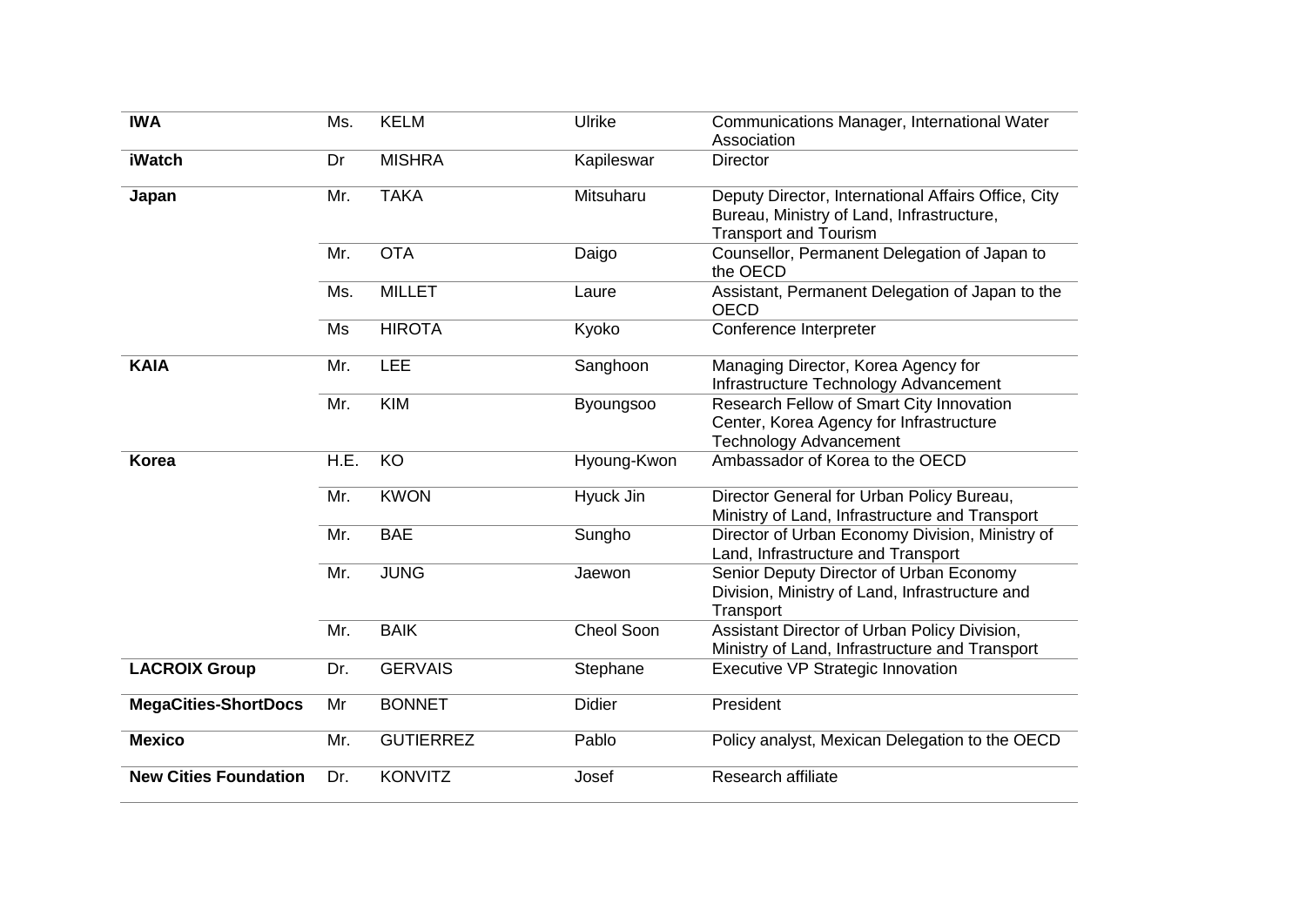| | | | | |
|---|---|---|---|---|
| **IWA** | Ms. | KELM | Ulrike | Communications Manager, International Water Association |
| **iWatch** | Dr | MISHRA | Kapileswar | Director |
| **Japan** | Mr. | TAKA | Mitsuharu | Deputy Director, International Affairs Office, City Bureau, Ministry of Land, Infrastructure, Transport and Tourism |
| | Mr. | OTA | Daigo | Counsellor, Permanent Delegation of Japan to the OECD |
| | Ms. | MILLET | Laure | Assistant, Permanent Delegation of Japan to the OECD |
| | Ms | HIROTA | Kyoko | Conference Interpreter |
| **KAIA** | Mr. | LEE | Sanghoon | Managing Director, Korea Agency for Infrastructure Technology Advancement |
| | Mr. | KIM | Byoungsoo | Research Fellow of Smart City Innovation Center, Korea Agency for Infrastructure Technology Advancement |
| **Korea** | H.E. | KO | Hyoung-Kwon | Ambassador of Korea to the OECD |
| | Mr. | KWON | Hyuck Jin | Director General for Urban Policy Bureau, Ministry of Land, Infrastructure and Transport |
| | Mr. | BAE | Sungho | Director of Urban Economy Division, Ministry of Land, Infrastructure and Transport |
| | Mr. | JUNG | Jaewon | Senior Deputy Director of Urban Economy Division, Ministry of Land, Infrastructure and Transport |
| | Mr. | BAIK | Cheol Soon | Assistant Director of Urban Policy Division, Ministry of Land, Infrastructure and Transport |
| **LACROIX Group** | Dr. | GERVAIS | Stephane | Executive VP Strategic Innovation |
| **MegaCities-ShortDocs** | Mr | BONNET | Didier | President |
| **Mexico** | Mr. | GUTIERREZ | Pablo | Policy analyst, Mexican Delegation to the OECD |
| **New Cities Foundation** | Dr. | KONVITZ | Josef | Research affiliate |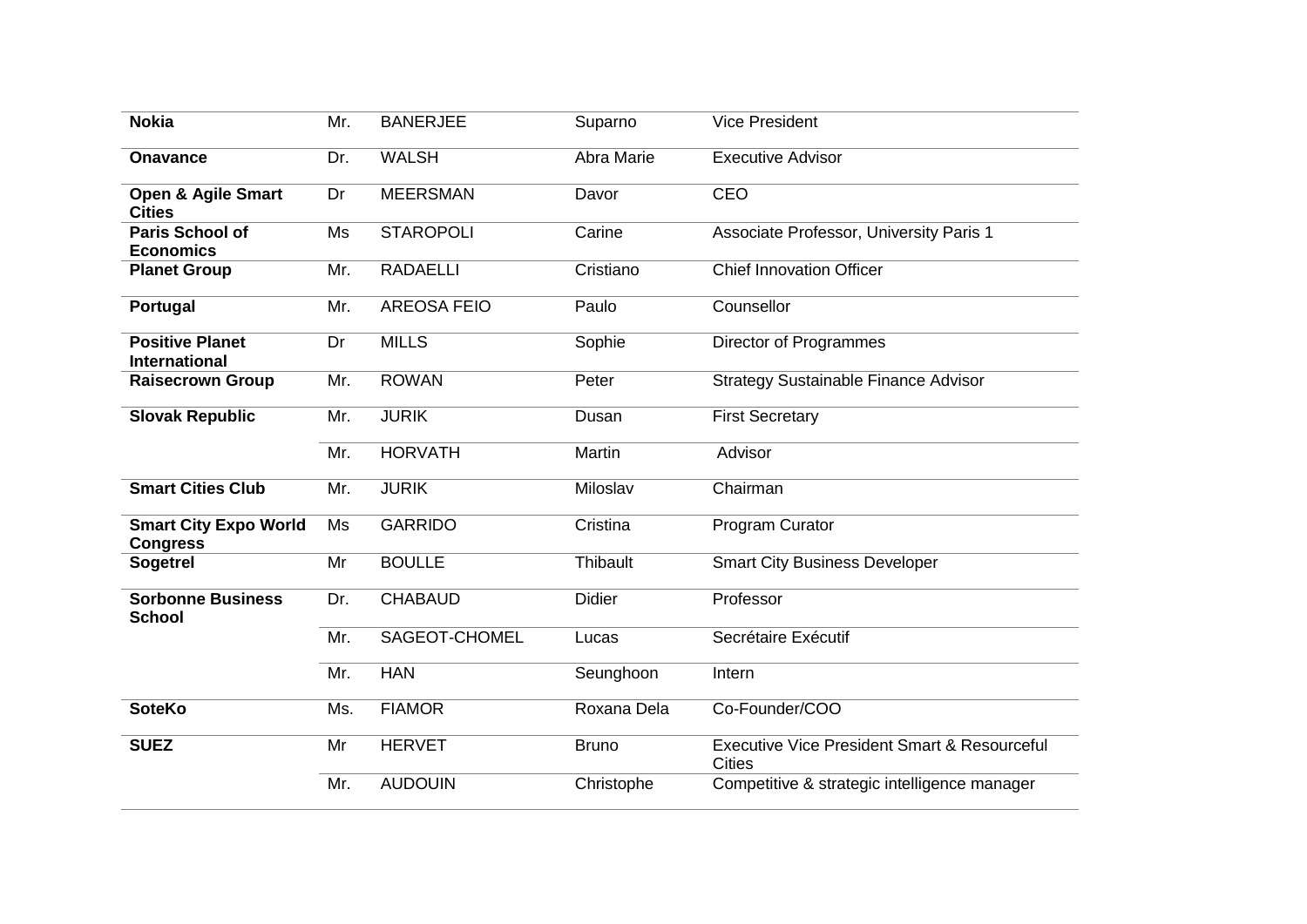| | | | | |
|---|---|---|---|---|
| **Nokia** | Mr. | BANERJEE | Suparno | Vice President |
| **Onavance** | Dr. | WALSH | Abra Marie | Executive Advisor |
| **Open & Agile Smart Cities** | Dr | MEERSMAN | Davor | CEO |
| **Paris School of Economics** | Ms | STAROPOLI | Carine | Associate Professor, University Paris 1 |
| **Planet Group** | Mr. | RADAELLI | Cristiano | Chief Innovation Officer |
| **Portugal** | Mr. | AREOSA FEIO | Paulo | Counsellor |
| **Positive Planet International** | Dr | MILLS | Sophie | Director of Programmes |
| **Raisecrown Group** | Mr. | ROWAN | Peter | Strategy Sustainable Finance Advisor |
| **Slovak Republic** | Mr. | JURIK | Dusan | First Secretary |
| | Mr. | HORVATH | Martin | Advisor |
| **Smart Cities Club** | Mr. | JURIK | Miloslav | Chairman |
| **Smart City Expo World Congress** | Ms | GARRIDO | Cristina | Program Curator |
| **Sogetrel** | Mr | BOULLE | Thibault | Smart City Business Developer |
| **Sorbonne Business School** | Dr. | CHABAUD | Didier | Professor |
| | Mr. | SAGEOT-CHOMEL | Lucas | Secrétaire Exécutif |
| | Mr. | HAN | Seunghoon | Intern |
| **SoteKo** | Ms. | FIAMOR | Roxana Dela | Co-Founder/COO |
| **SUEZ** | Mr | HERVET | Bruno | Executive Vice President Smart & Resourceful Cities |
| | Mr. | AUDOUIN | Christophe | Competitive & strategic intelligence manager |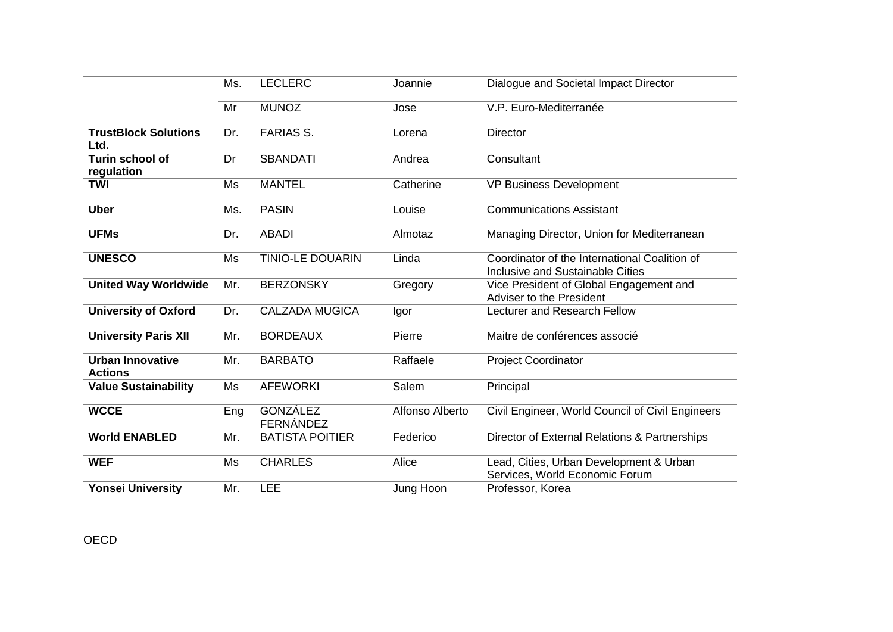| | | | | |
|---|---|---|---|---|
| | Ms. | LECLERC | Joannie | Dialogue and Societal Impact Director |
| | Mr | MUNOZ | Jose | V.P. Euro-Mediterranée |
| **TrustBlock Solutions Ltd.** | Dr. | FARIAS S. | Lorena | Director |
| **Turin school of regulation** | Dr | SBANDATI | Andrea | Consultant |
| **TWI** | Ms | MANTEL | Catherine | VP Business Development |
| **Uber** | Ms. | PASIN | Louise | Communications Assistant |
| **UFMs** | Dr. | ABADI | Almotaz | Managing Director, Union for Mediterranean |
| **UNESCO** | Ms | TINIO-LE DOUARIN | Linda | Coordinator of the International Coalition of Inclusive and Sustainable Cities |
| **United Way Worldwide** | Mr. | BERZONSKY | Gregory | Vice President of Global Engagement and Adviser to the President |
| **University of Oxford** | Dr. | CALZADA MUGICA | Igor | Lecturer and Research Fellow |
| **University Paris XII** | Mr. | BORDEAUX | Pierre | Maitre de conférences associé |
| **Urban Innovative Actions** | Mr. | BARBATO | Raffaele | Project Coordinator |
| **Value Sustainability** | Ms | AFEWORKI | Salem | Principal |
| **WCCE** | Eng | GONZÁLEZ FERNÁNDEZ | Alfonso Alberto | Civil Engineer, World Council of Civil Engineers |
| **World ENABLED** | Mr. | BATISTA POITIER | Federico | Director of External Relations & Partnerships |
| **WEF** | Ms | CHARLES | Alice | Lead, Cities, Urban Development & Urban Services, World Economic Forum |
| **Yonsei University** | Mr. | LEE | Jung Hoon | Professor, Korea |

OECD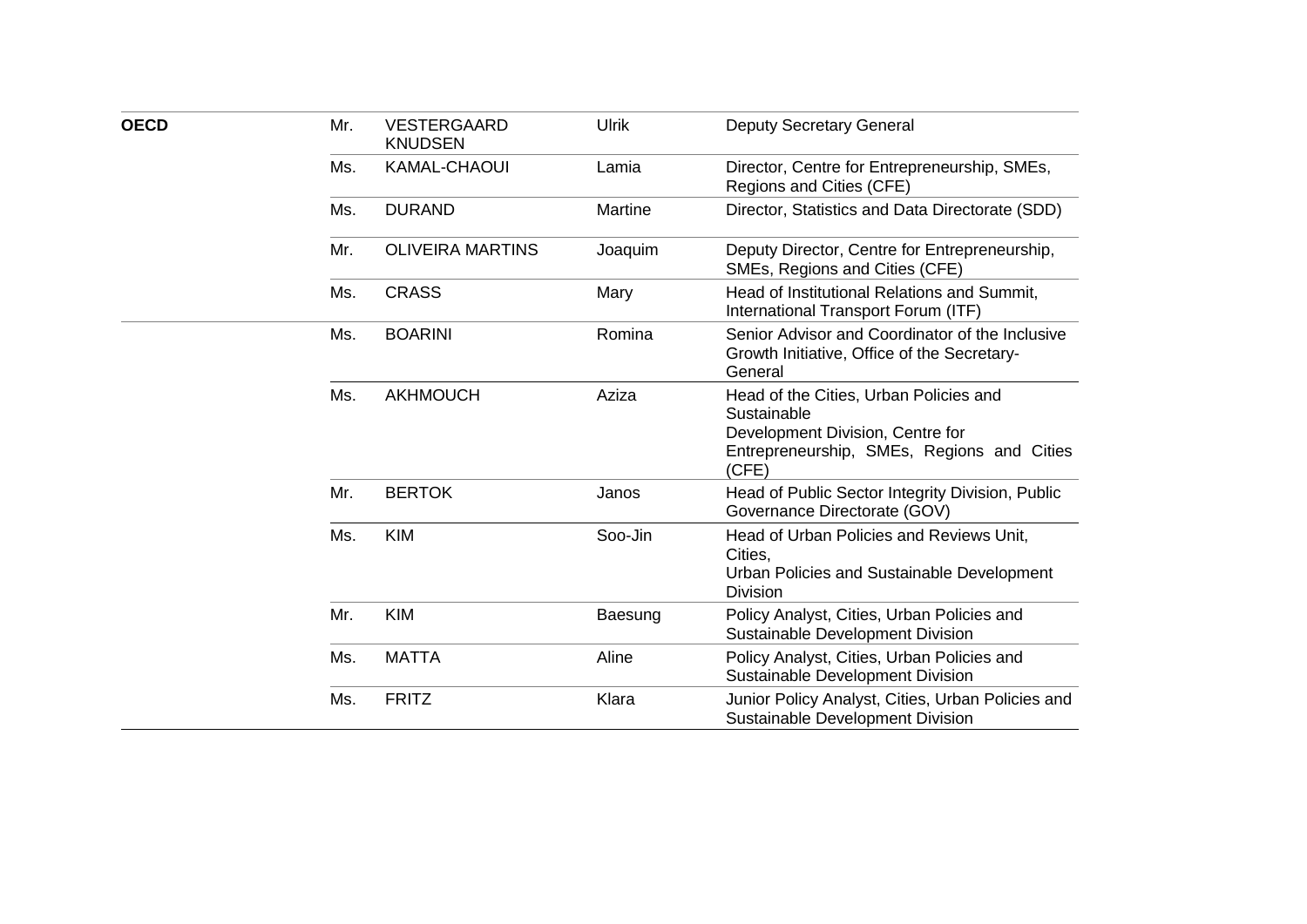| | | | | |
|---|---|---|---|---|
| **OECD** | Mr. | VESTERGAARD KNUDSEN | Ulrik | Deputy Secretary General |
| | Ms. | KAMAL-CHAOUI | Lamia | Director, Centre for Entrepreneurship, SMEs, Regions and Cities (CFE) |
| | Ms. | DURAND | Martine | Director, Statistics and Data Directorate (SDD) |
| | Mr. | OLIVEIRA MARTINS | Joaquim | Deputy Director, Centre for Entrepreneurship, SMEs, Regions and Cities (CFE) |
| | Ms. | CRASS | Mary | Head of Institutional Relations and Summit, International Transport Forum (ITF) |
| | Ms. | BOARINI | Romina | Senior Advisor and Coordinator of the Inclusive Growth Initiative, Office of the Secretary-General |
| | Ms. | AKHMOUCH | Aziza | Head of the Cities, Urban Policies and Sustainable Development Division, Centre for Entrepreneurship, SMEs, Regions and Cities (CFE) |
| | Mr. | BERTOK | Janos | Head of Public Sector Integrity Division, Public Governance Directorate (GOV) |
| | Ms. | KIM | Soo-Jin | Head of Urban Policies and Reviews Unit, Cities, Urban Policies and Sustainable Development Division |
| | Mr. | KIM | Baesung | Policy Analyst, Cities, Urban Policies and Sustainable Development Division |
| | Ms. | MATTA | Aline | Policy Analyst, Cities, Urban Policies and Sustainable Development Division |
| | Ms. | FRITZ | Klara | Junior Policy Analyst, Cities, Urban Policies and Sustainable Development Division |